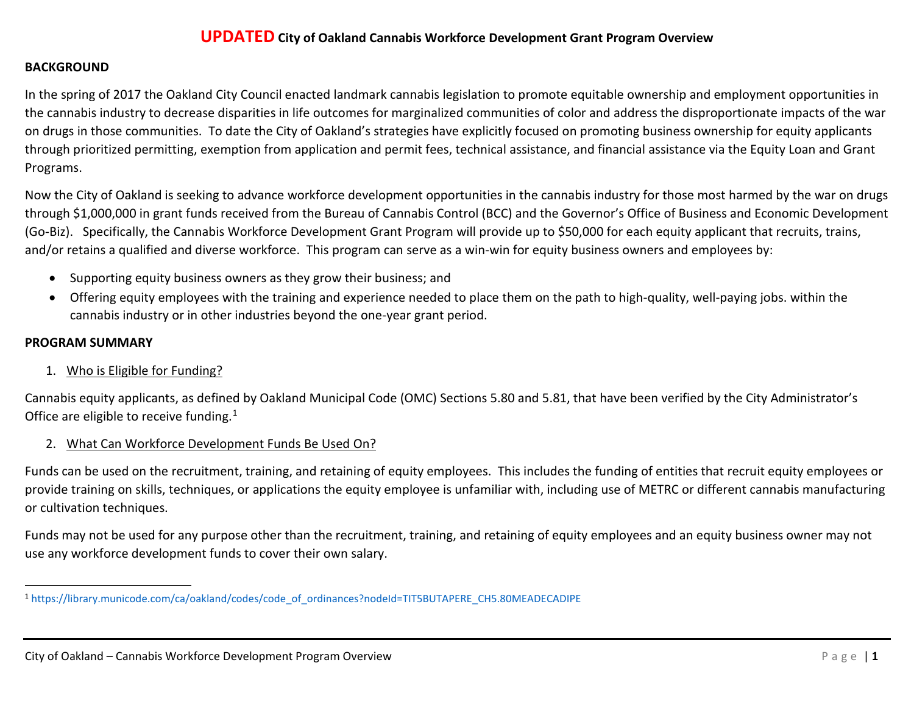# **UPDATED** City of Oakland Cannabis Workforce Development Grant Program Overview

## BACKGROUND

In the spring of 2017 the Oakland City Council enacted landmark cannabis legislation to promote equitable ownership and employment opportunities in the cannabis industry to decrease disparities in life outcomes for marginalized communities of color and address the disproportionate impacts of the war on drugs in those communities. To date the City of Oakland's strategies have explicitly focused on promoting business ownership for equity applicants through prioritized permitting, exemption from application and permit fees, technical assistance, and financial assistance via the Equity Loan and Grant Programs.

Now the City of Oakland is seeking to advance workforce development opportunities in the cannabis industry for those most harmed by the war on drugs through $1,000,000 in grant funds received from the Bureau of Cannabis Control (BCC) and the Governor's Office of Business and Economic Development (Go-Biz). Specifically, the Cannabis Workforce Development Grant Program will provide up to $50,000 for each equity applicant that recruits, trains, and/or retains a qualified and diverse workforce. This program can serve as a win-win for equity business owners and employees by:

- Supporting equity business owners as they grow their business; and
- Offering equity employees with the training and experience needed to place them on the path to high-quality, well-paying jobs. within the cannabis industry or in other industries beyond the one-year grant period.

## PROGRAM SUMMARY

1. Who is Eligible for Funding?

Cannabis equity applicants, as defined by Oakland Municipal Code (OMC) Sections 5.80 and 5.81, that have been verified by the City Administrator's Office are eligible to receive funding.[1]

2. What Can Workforce Development Funds Be Used On?

Funds can be used on the recruitment, training, and retaining of equity employees. This includes the funding of entities that recruit equity employees or provide training on skills, techniques, or applications the equity employee is unfamiliar with, including use of METRC or different cannabis manufacturing or cultivation techniques.

Funds may not be used for any purpose other than the recruitment, training, and retaining of equity employees and an equity business owner may not use any workforce development funds to cover their own salary.

[1] https://library.municode.com/ca/oakland/codes/code_of_ordinances?nodeId=TIT5BUTAPERE_CH5.80MEADECADIPE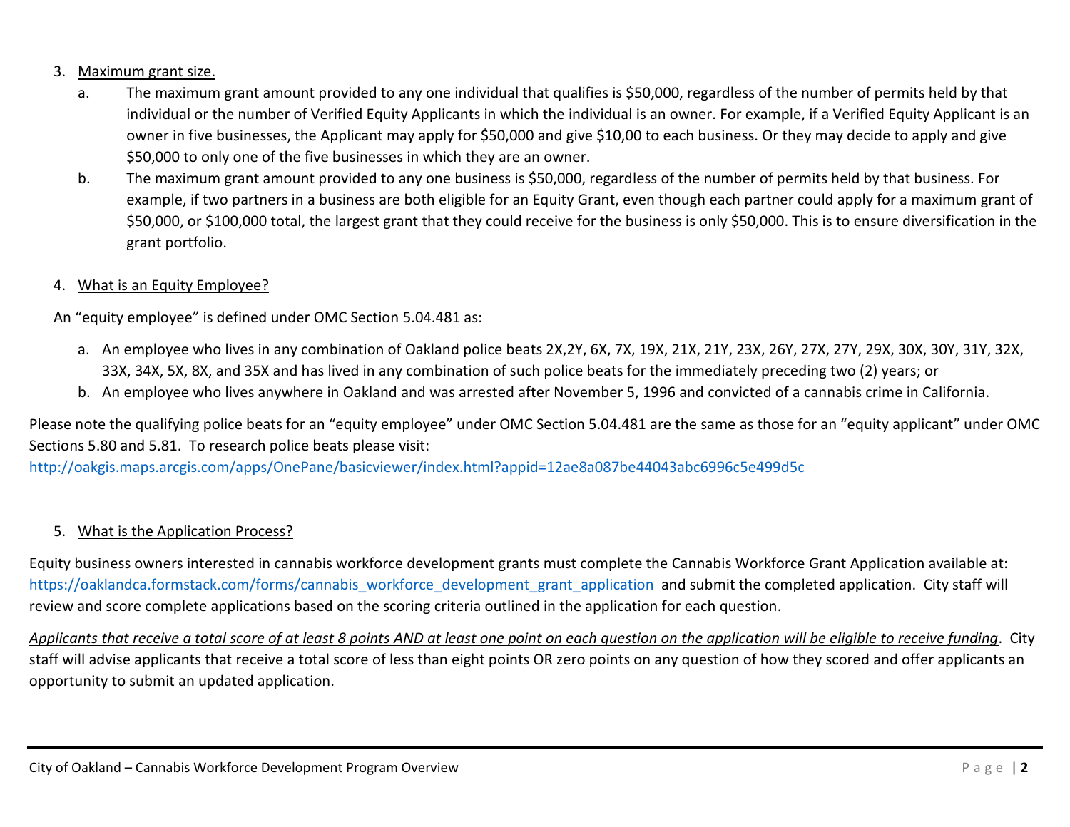3. Maximum grant size.
    a. The maximum grant amount provided to any one individual that qualifies is $50,000, regardless of the number of permits held by that individual or the number of Verified Equity Applicants in which the individual is an owner. For example, if a Verified Equity Applicant is an owner in five businesses, the Applicant may apply for $50,000 and give $10,00 to each business. Or they may decide to apply and give $50,000 to only one of the five businesses in which they are an owner.
    b. The maximum grant amount provided to any one business is $50,000, regardless of the number of permits held by that business. For example, if two partners in a business are both eligible for an Equity Grant, even though each partner could apply for a maximum grant of $50,000, or $100,000 total, the largest grant that they could receive for the business is only $50,000. This is to ensure diversification in the grant portfolio.

4. What is an Equity Employee?

An "equity employee" is defined under OMC Section 5.04.481 as:

a. An employee who lives in any combination of Oakland police beats 2X,2Y, 6X, 7X, 19X, 21X, 21Y, 23X, 26Y, 27X, 27Y, 29X, 30X, 30Y, 31Y, 32X, 33X, 34X, 5X, 8X, and 35X and has lived in any combination of such police beats for the immediately preceding two (2) years; or
b. An employee who lives anywhere in Oakland and was arrested after November 5, 1996 and convicted of a cannabis crime in California.

Please note the qualifying police beats for an "equity employee" under OMC Section 5.04.481 are the same as those for an "equity applicant" under OMC Sections 5.80 and 5.81. To research police beats please visit:
http://oakgis.maps.arcgis.com/apps/OnePane/basicviewer/index.html?appid=12ae8a087be44043abc6996c5e499d5c

5. What is the Application Process?

Equity business owners interested in cannabis workforce development grants must complete the Cannabis Workforce Grant Application available at: https://oaklandca.formstack.com/forms/cannabis_workforce_development_grant_application and submit the completed application. City staff will review and score complete applications based on the scoring criteria outlined in the application for each question.

*Applicants that receive a total score of at least 8 points AND at least one point on each question on the application will be eligible to receive funding*. City staff will advise applicants that receive a total score of less than eight points OR zero points on any question of how they scored and offer applicants an opportunity to submit an updated application.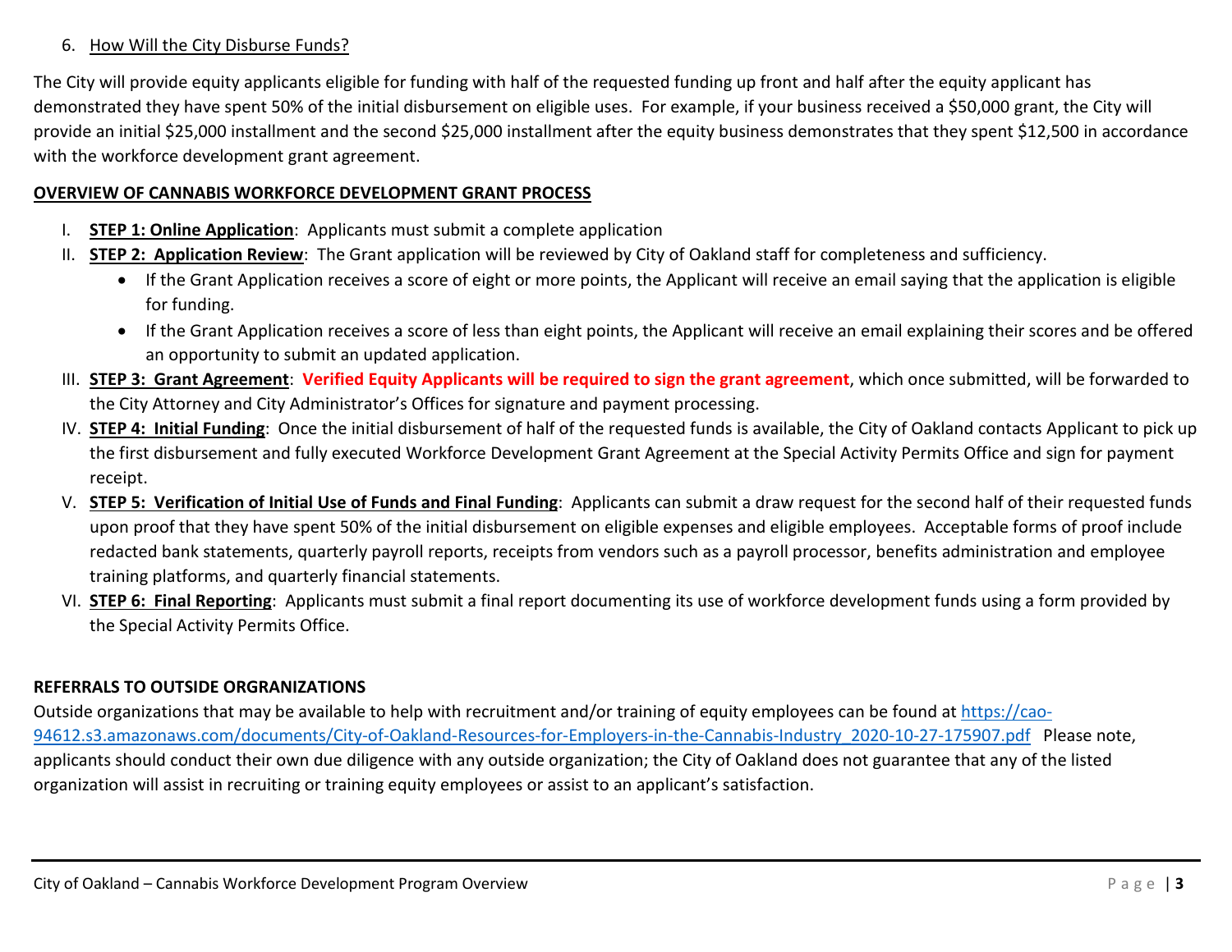6. How Will the City Disburse Funds?

The City will provide equity applicants eligible for funding with half of the requested funding up front and half after the equity applicant has demonstrated they have spent 50% of the initial disbursement on eligible uses. For example, if your business received a $50,000 grant, the City will provide an initial $25,000 installment and the second $25,000 installment after the equity business demonstrates that they spent $12,500 in accordance with the workforce development grant agreement.

**OVERVIEW OF CANNABIS WORKFORCE DEVELOPMENT GRANT PROCESS**

I. **STEP 1: Online Application**: Applicants must submit a complete application
II. **STEP 2: Application Review**: The Grant application will be reviewed by City of Oakland staff for completeness and sufficiency.
   - If the Grant Application receives a score of eight or more points, the Applicant will receive an email saying that the application is eligible for funding.
   - If the Grant Application receives a score of less than eight points, the Applicant will receive an email explaining their scores and be offered an opportunity to submit an updated application.
III. **STEP 3: Grant Agreement**: **Verified Equity Applicants will be required to sign the grant agreement**, which once submitted, will be forwarded to the City Attorney and City Administrator's Offices for signature and payment processing.
IV. **STEP 4: Initial Funding**: Once the initial disbursement of half of the requested funds is available, the City of Oakland contacts Applicant to pick up the first disbursement and fully executed Workforce Development Grant Agreement at the Special Activity Permits Office and sign for payment receipt.
V. **STEP 5: Verification of Initial Use of Funds and Final Funding**: Applicants can submit a draw request for the second half of their requested funds upon proof that they have spent 50% of the initial disbursement on eligible expenses and eligible employees. Acceptable forms of proof include redacted bank statements, quarterly payroll reports, receipts from vendors such as a payroll processor, benefits administration and employee training platforms, and quarterly financial statements.
VI. **STEP 6: Final Reporting**: Applicants must submit a final report documenting its use of workforce development funds using a form provided by the Special Activity Permits Office.

**REFERRALS TO OUTSIDE ORGRANIZATIONS**

Outside organizations that may be available to help with recruitment and/or training of equity employees can be found at https://cao-94612.s3.amazonaws.com/documents/City-of-Oakland-Resources-for-Employers-in-the-Cannabis-Industry_2020-10-27-175907.pdf Please note, applicants should conduct their own due diligence with any outside organization; the City of Oakland does not guarantee that any of the listed organization will assist in recruiting or training equity employees or assist to an applicant's satisfaction.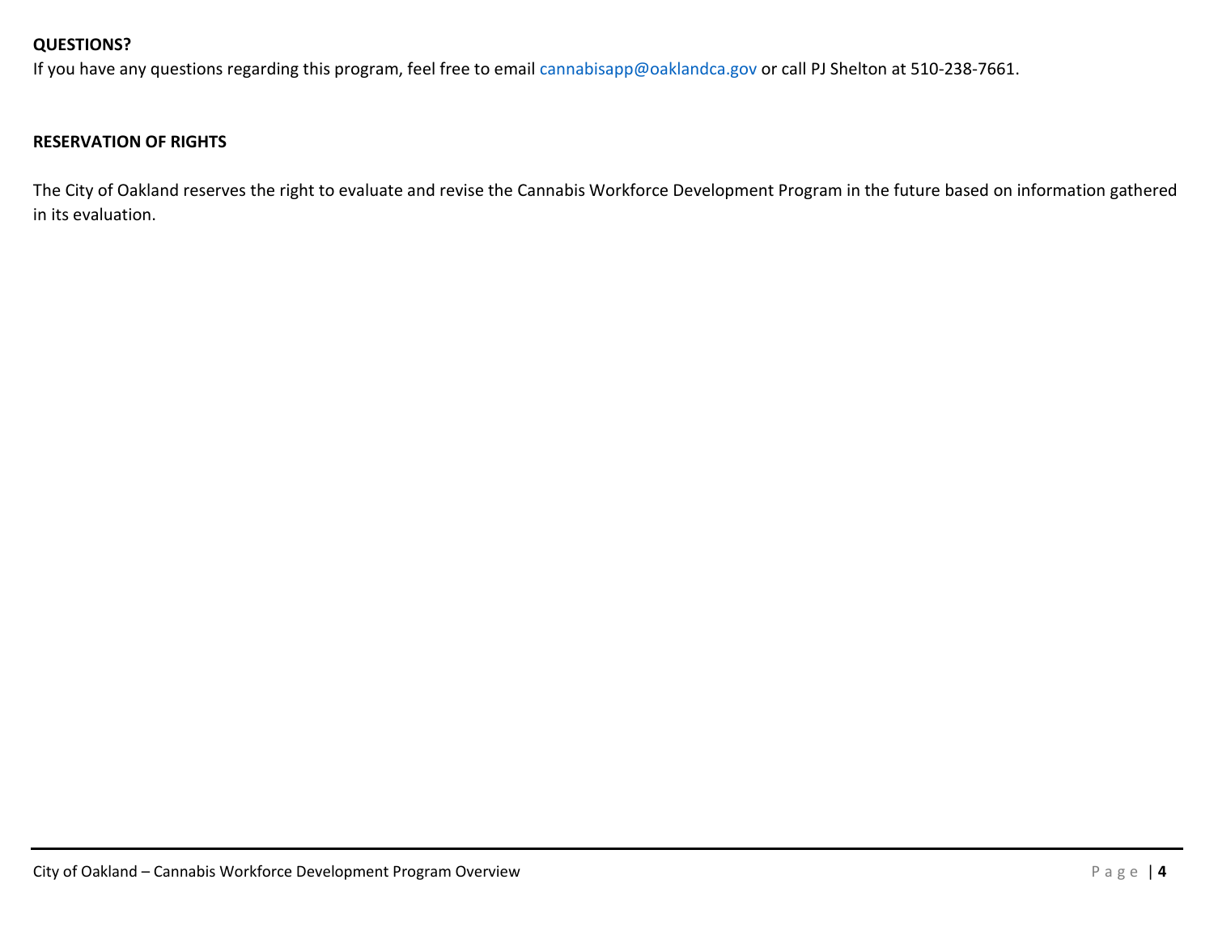**QUESTIONS?**

If you have any questions regarding this program, feel free to email cannabisapp@oaklandca.gov or call PJ Shelton at 510-238-7661.

**RESERVATION OF RIGHTS**

The City of Oakland reserves the right to evaluate and revise the Cannabis Workforce Development Program in the future based on information gathered in its evaluation.